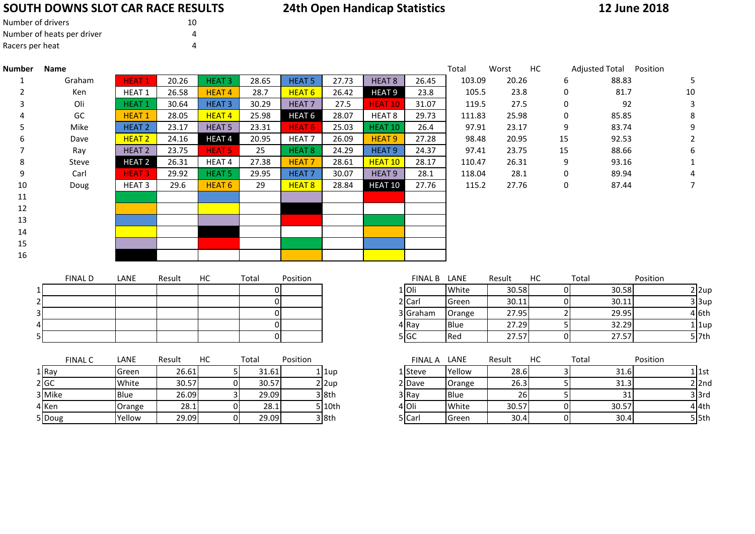# SOUTH DOWNS SLOT CAR RACE RESULTS

## 24th Open Handicap Statistics

**12 June 2018**

| | |
|---|---|
| Number of drivers | 10 |
| Number of heats per driver | 4 |
| Racers per heat | 4 |

| Number | Name | | | | | | | | | Total | Worst | HC | Adjusted Total | Position |
|---|---|---|---|---|---|---|---|---|---|---|---|---|---|---|
| 1 | Graham | HEAT 1 | 20.26 | HEAT 3 | 28.65 | HEAT 5 | 27.73 | HEAT 8 | 26.45 | 103.09 | 20.26 | 6 | 88.83 | 5 |
| 2 | Ken | HEAT 1 | 26.58 | HEAT 4 | 28.7 | HEAT 6 | 26.42 | HEAT 9 | 23.8 | 105.5 | 23.8 | 0 | 81.7 | 10 |
| 3 | Oli | HEAT 1 | 30.64 | HEAT 3 | 30.29 | HEAT 7 | 27.5 | HEAT 10 | 31.07 | 119.5 | 27.5 | 0 | 92 | 3 |
| 4 | GC | HEAT 1 | 28.05 | HEAT 4 | 25.98 | HEAT 6 | 28.07 | HEAT 8 | 29.73 | 111.83 | 25.98 | 0 | 85.85 | 8 |
| 5 | Mike | HEAT 2 | 23.17 | HEAT 5 | 23.31 | HEAT 6 | 25.03 | HEAT 10 | 26.4 | 97.91 | 23.17 | 9 | 83.74 | 9 |
| 6 | Dave | HEAT 2 | 24.16 | HEAT 4 | 20.95 | HEAT 7 | 26.09 | HEAT 9 | 27.28 | 98.48 | 20.95 | 15 | 92.53 | 2 |
| 7 | Ray | HEAT 2 | 23.75 | HEAT 5 | 25 | HEAT 8 | 24.29 | HEAT 9 | 24.37 | 97.41 | 23.75 | 15 | 88.66 | 6 |
| 8 | Steve | HEAT 2 | 26.31 | HEAT 4 | 27.38 | HEAT 7 | 28.61 | HEAT 10 | 28.17 | 110.47 | 26.31 | 9 | 93.16 | 1 |
| 9 | Carl | HEAT 3 | 29.92 | HEAT 5 | 29.95 | HEAT 7 | 30.07 | HEAT 9 | 28.1 | 118.04 | 28.1 | 0 | 89.94 | 4 |
| 10 | Doug | HEAT 3 | 29.6 | HEAT 6 | 29 | HEAT 8 | 28.84 | HEAT 10 | 27.76 | 115.2 | 27.76 | 0 | 87.44 | 7 |
| 11 | | | | | | | | | | | | | | |
| 12 | | | | | | | | | | | | | | |
| 13 | | | | | | | | | | | | | | |
| 14 | | | | | | | | | | | | | | |
| 15 | | | | | | | | | | | | | | |
| 16 | | | | | | | | | | | | | | |

| | FINAL D | LANE | Result | HC | Total | Position |
|---|---|---|---|---|---|---|
| 1 | | | | | 0 | |
| 2 | | | | | 0 | |
| 3 | | | | | 0 | |
| 4 | | | | | 0 | |
| 5 | | | | | 0 | |

| | FINAL B | LANE | Result | HC | Total | Position | |
|---|---|---|---|---|---|---|---|
| 1 | Oli | White | 30.58 | 0 | 30.58 | 2 | 2up |
| 2 | Carl | Green | 30.11 | 0 | 30.11 | 3 | 3up |
| 3 | Graham | Orange | 27.95 | 2 | 29.95 | 4 | 6th |
| 4 | Ray | Blue | 27.29 | 5 | 32.29 | 1 | 1up |
| 5 | GC | Red | 27.57 | 0 | 27.57 | 5 | 7th |

| | FINAL C | LANE | Result | HC | Total | Position | |
|---|---|---|---|---|---|---|---|
| 1 | Ray | Green | 26.61 | 5 | 31.61 | 1 | 1up |
| 2 | GC | White | 30.57 | 0 | 30.57 | 2 | 2up |
| 3 | Mike | Blue | 26.09 | 3 | 29.09 | 3 | 8th |
| 4 | Ken | Orange | 28.1 | 0 | 28.1 | 5 | 10th |
| 5 | Doug | Yellow | 29.09 | 0 | 29.09 | 3 | 8th |

| | FINAL A | LANE | Result | HC | Total | Position | |
|---|---|---|---|---|---|---|---|
| 1 | Steve | Yellow | 28.6 | 3 | 31.6 | 1 | 1st |
| 2 | Dave | Orange | 26.3 | 5 | 31.3 | 2 | 2nd |
| 3 | Ray | Blue | 26 | 5 | 31 | 3 | 3rd |
| 4 | Oli | White | 30.57 | 0 | 30.57 | 4 | 4th |
| 5 | Carl | Green | 30.4 | 0 | 30.4 | 5 | 5th |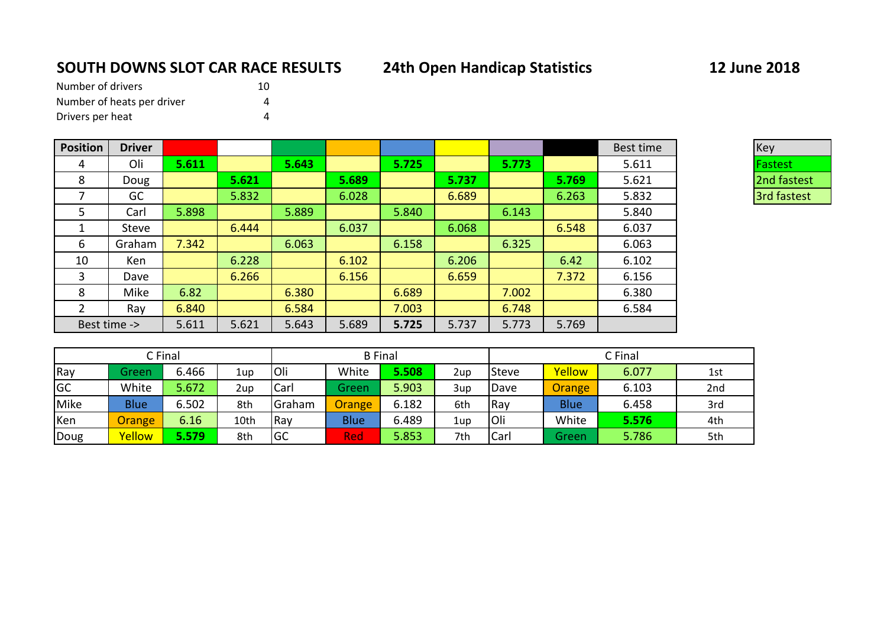**SOUTH DOWNS SLOT CAR RACE RESULTS** **24th Open Handicap Statistics** **12 June 2018**

| | |
|---|---|
| Number of drivers | 10 |
| Number of heats per driver | 4 |
| Drivers per heat | 4 |

| Position | Driver | Red | White | Green | Orange | Blue | Yellow | Purple | Black | Best time |
|---|---|---|---|---|---|---|---|---|---|---|
| 4 | Oli | **5.611** | | **5.643** | | **5.725** | | **5.773** | | 5.611 |
| 8 | Doug | | **5.621** | | **5.689** | | **5.737** | | **5.769** | 5.621 |
| 7 | GC | | 5.832 | | 6.028 | | 6.689 | | 6.263 | 5.832 |
| 5 | Carl | 5.898 | | 5.889 | | 5.840 | | 6.143 | | 5.840 |
| 1 | Steve | | 6.444 | | 6.037 | | 6.068 | | 6.548 | 6.037 |
| 6 | Graham | 7.342 | | 6.063 | | 6.158 | | 6.325 | | 6.063 |
| 10 | Ken | | 6.228 | | 6.102 | | 6.206 | | 6.42 | 6.102 |
| 3 | Dave | | 6.266 | | 6.156 | | 6.659 | | 7.372 | 6.156 |
| 8 | Mike | 6.82 | | 6.380 | | 6.689 | | 7.002 | | 6.380 |
| 2 | Ray | 6.840 | | 6.584 | | 7.003 | | 6.748 | | 6.584 |
| Best time -> | | 5.611 | 5.621 | 5.643 | 5.689 | **5.725** | 5.737 | 5.773 | 5.769 | |

| Key |
|---|
| Fastest |
| 2nd fastest |
| 3rd fastest |

| C Final | | | | B Final | | | | C Final | | | |
|---|---|---|---|---|---|---|---|---|---|---|---|
| Ray | Green | 6.466 | 1up | Oli | White | **5.508** | 2up | Steve | Yellow | 6.077 | 1st |
| GC | White | 5.672 | 2up | Carl | Green | 5.903 | 3up | Dave | Orange | 6.103 | 2nd |
| Mike | Blue | 6.502 | 8th | Graham | Orange | 6.182 | 6th | Ray | Blue | 6.458 | 3rd |
| Ken | Orange | 6.16 | 10th | Ray | Blue | 6.489 | 1up | Oli | White | **5.576** | 4th |
| Doug | Yellow | **5.579** | 8th | GC | Red | 5.853 | 7th | Carl | Green | 5.786 | 5th |